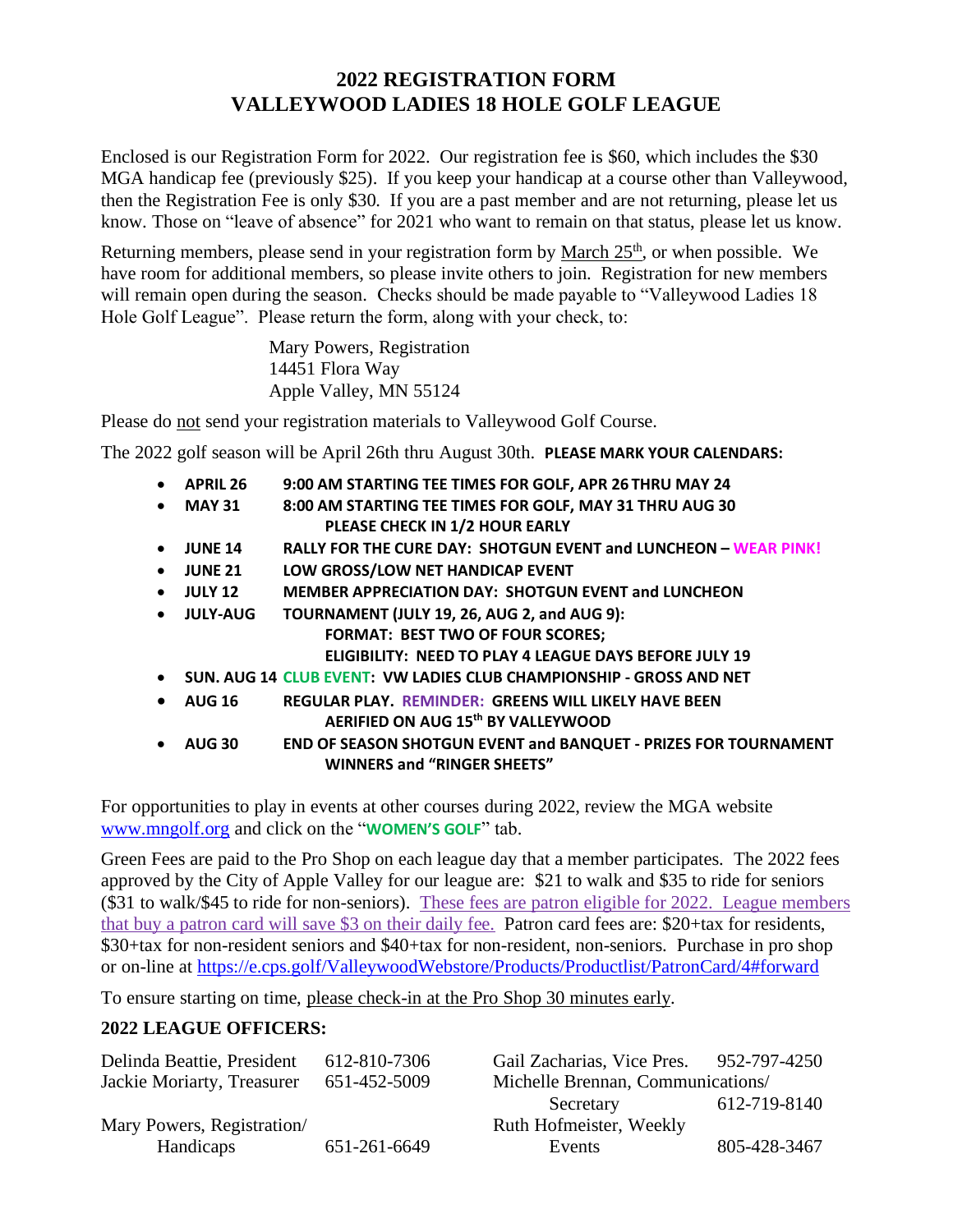# 2022 REGISTRATION FORM
# VALLEYWOOD LADIES 18 HOLE GOLF LEAGUE

Enclosed is our Registration Form for 2022. Our registration fee is $60, which includes the $30 MGA handicap fee (previously $25). If you keep your handicap at a course other than Valleywood, then the Registration Fee is only $30. If you are a past member and are not returning, please let us know. Those on "leave of absence" for 2021 who want to remain on that status, please let us know.

Returning members, please send in your registration form by March 25th, or when possible. We have room for additional members, so please invite others to join. Registration for new members will remain open during the season. Checks should be made payable to "Valleywood Ladies 18 Hole Golf League". Please return the form, along with your check, to:

Mary Powers, Registration
14451 Flora Way
Apple Valley, MN 55124

Please do not send your registration materials to Valleywood Golf Course.

The 2022 golf season will be April 26th thru August 30th. **PLEASE MARK YOUR CALENDARS:**

- **APRIL 26** **9:00 AM STARTING TEE TIMES FOR GOLF, APR 26 THRU MAY 24**
- **MAY 31** **8:00 AM STARTING TEE TIMES FOR GOLF, MAY 31 THRU AUG 30**
  **PLEASE CHECK IN 1/2 HOUR EARLY**
- **JUNE 14** **RALLY FOR THE CURE DAY: SHOTGUN EVENT and LUNCHEON – WEAR PINK!**
- **JUNE 21** **LOW GROSS/LOW NET HANDICAP EVENT**
- **JULY 12** **MEMBER APPRECIATION DAY: SHOTGUN EVENT and LUNCHEON**
- **JULY-AUG** **TOURNAMENT (JULY 19, 26, AUG 2, and AUG 9):**
  **FORMAT: BEST TWO OF FOUR SCORES;**
  **ELIGIBILITY: NEED TO PLAY 4 LEAGUE DAYS BEFORE JULY 19**
- **SUN. AUG 14 CLUB EVENT: VW LADIES CLUB CHAMPIONSHIP - GROSS AND NET**
- **AUG 16** **REGULAR PLAY. REMINDER: GREENS WILL LIKELY HAVE BEEN AERIFIED ON AUG 15th BY VALLEYWOOD**
- **AUG 30** **END OF SEASON SHOTGUN EVENT and BANQUET - PRIZES FOR TOURNAMENT WINNERS and "RINGER SHEETS"**

For opportunities to play in events at other courses during 2022, review the MGA website www.mngolf.org and click on the "**WOMEN'S GOLF**" tab.

Green Fees are paid to the Pro Shop on each league day that a member participates. The 2022 fees approved by the City of Apple Valley for our league are: $21 to walk and $35 to ride for seniors ($31 to walk/$45 to ride for non-seniors). These fees are patron eligible for 2022. League members that buy a patron card will save $3 on their daily fee. Patron card fees are: $20+tax for residents, $30+tax for non-resident seniors and $40+tax for non-resident, non-seniors. Purchase in pro shop or on-line at https://e.cps.golf/ValleywoodWebstore/Products/Productlist/PatronCard/4#forward

To ensure starting on time, please check-in at the Pro Shop 30 minutes early.

## 2022 LEAGUE OFFICERS:

| | | | |
|---|---|---|---|
| Delinda Beattie, President | 612-810-7306 | Gail Zacharias, Vice Pres. | 952-797-4250 |
| Jackie Moriarty, Treasurer | 651-452-5009 | Michelle Brennan, Communications/ Secretary | 612-719-8140 |
| Mary Powers, Registration/ Handicaps | 651-261-6649 | Ruth Hofmeister, Weekly Events | 805-428-3467 |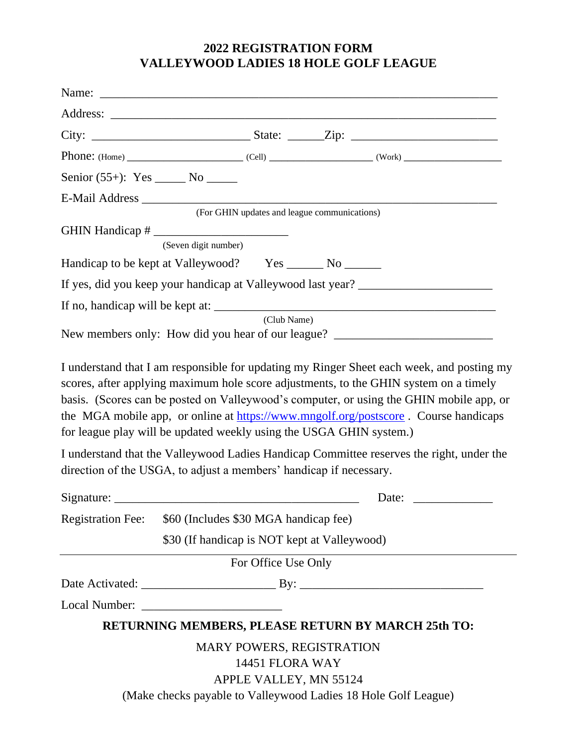# 2022 REGISTRATION FORM
# VALLEYWOOD LADIES 18 HOLE GOLF LEAGUE

Name: ______________________________________________________________

Address: ____________________________________________________________

City: _________________________ State: ______Zip: _______________________

Phone: (Home) ____________________ (Cell) __________________ (Work) _________________

Senior (55+): Yes _____ No _____

E-Mail Address _______________________________________________________
(For GHIN updates and league communications)

GHIN Handicap # _____________________
(Seven digit number)

Handicap to be kept at Valleywood? Yes ______ No ______

If yes, did you keep your handicap at Valleywood last year? _____________________

If no, handicap will be kept at: ___________________________________________
(Club Name)

New members only: How did you hear of our league? ________________________

I understand that I am responsible for updating my Ringer Sheet each week, and posting my scores, after applying maximum hole score adjustments, to the GHIN system on a timely basis. (Scores can be posted on Valleywood's computer, or using the GHIN mobile app, or the MGA mobile app, or online at https://www.mngolf.org/postscore . Course handicaps for league play will be updated weekly using the USGA GHIN system.)

I understand that the Valleywood Ladies Handicap Committee reserves the right, under the direction of the USGA, to adjust a members' handicap if necessary.

Signature: ______________________________________ Date: ____________

Registration Fee: $60 (Includes $30 MGA handicap fee)

$30 (If handicap is NOT kept at Valleywood)

---

For Office Use Only

Date Activated: _____________________ By: ____________________________

Local Number: ______________________

**RETURNING MEMBERS, PLEASE RETURN BY MARCH 25th TO:**

MARY POWERS, REGISTRATION
14451 FLORA WAY
APPLE VALLEY, MN 55124
(Make checks payable to Valleywood Ladies 18 Hole Golf League)